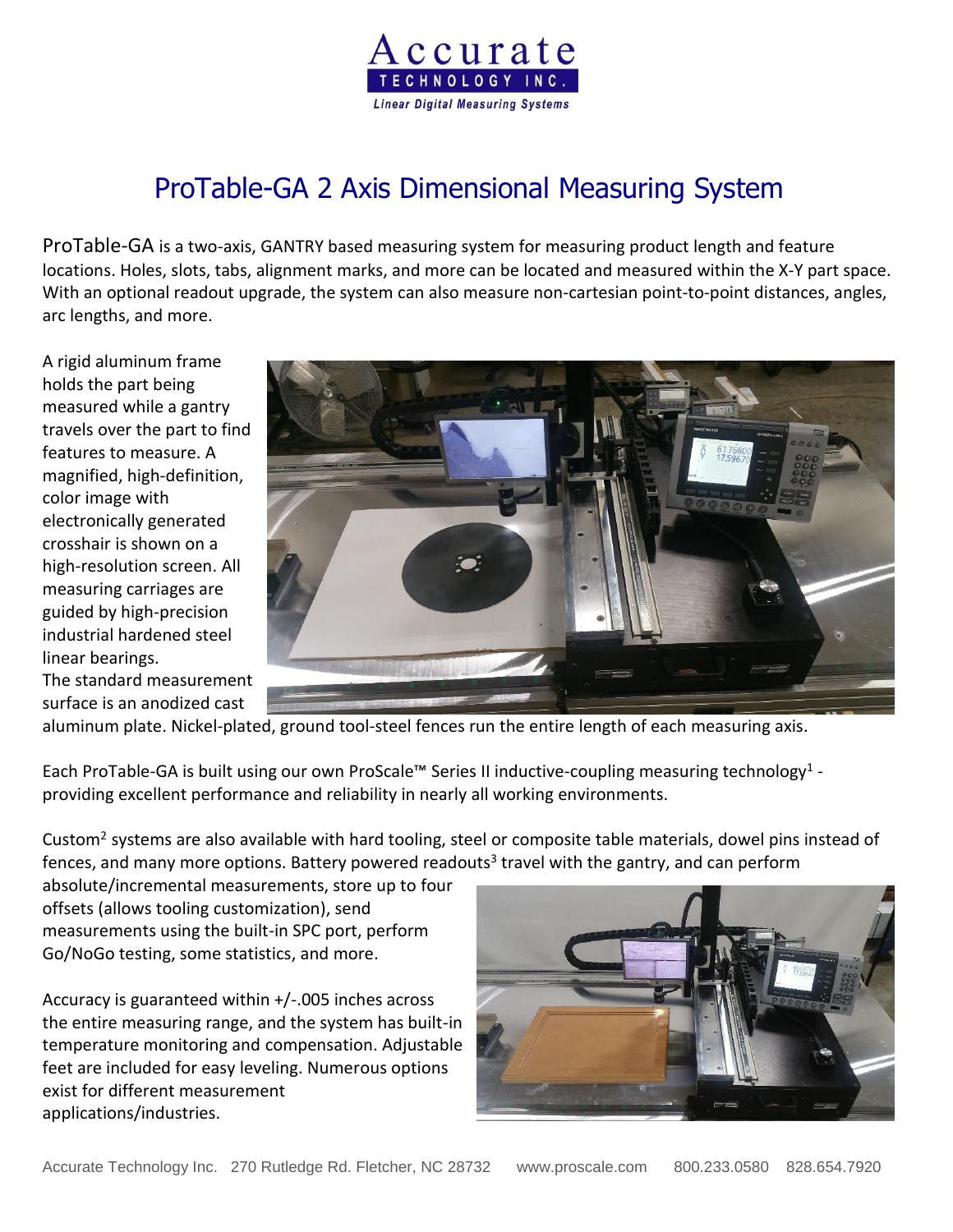Accurate
TECHNOLOGY INC.
*Linear Digital Measuring Systems*

# ProTable-GA 2 Axis Dimensional Measuring System

ProTable-GA is a two-axis, GANTRY based measuring system for measuring product length and feature locations. Holes, slots, tabs, alignment marks, and more can be located and measured within the X-Y part space. With an optional readout upgrade, the system can also measure non-cartesian point-to-point distances, angles, arc lengths, and more.

A rigid aluminum frame holds the part being measured while a gantry travels over the part to find features to measure. A magnified, high-definition, color image with electronically generated crosshair is shown on a high-resolution screen. All measuring carriages are guided by high-precision industrial hardened steel linear bearings. The standard measurement surface is an anodized cast aluminum plate. Nickel-plated, ground tool-steel fences run the entire length of each measuring axis.

Each ProTable-GA is built using our own ProScale™ Series II inductive-coupling measuring technology[1] - providing excellent performance and reliability in nearly all working environments.

Custom[2] systems are also available with hard tooling, steel or composite table materials, dowel pins instead of fences, and many more options. Battery powered readouts[3] travel with the gantry, and can perform absolute/incremental measurements, store up to four offsets (allows tooling customization), send measurements using the built-in SPC port, perform Go/NoGo testing, some statistics, and more.

Accuracy is guaranteed within +/-.005 inches across the entire measuring range, and the system has built-in temperature monitoring and compensation. Adjustable feet are included for easy leveling. Numerous options exist for different measurement applications/industries.

Accurate Technology Inc. 270 Rutledge Rd. Fletcher, NC 28732 www.proscale.com 800.233.0580 828.654.7920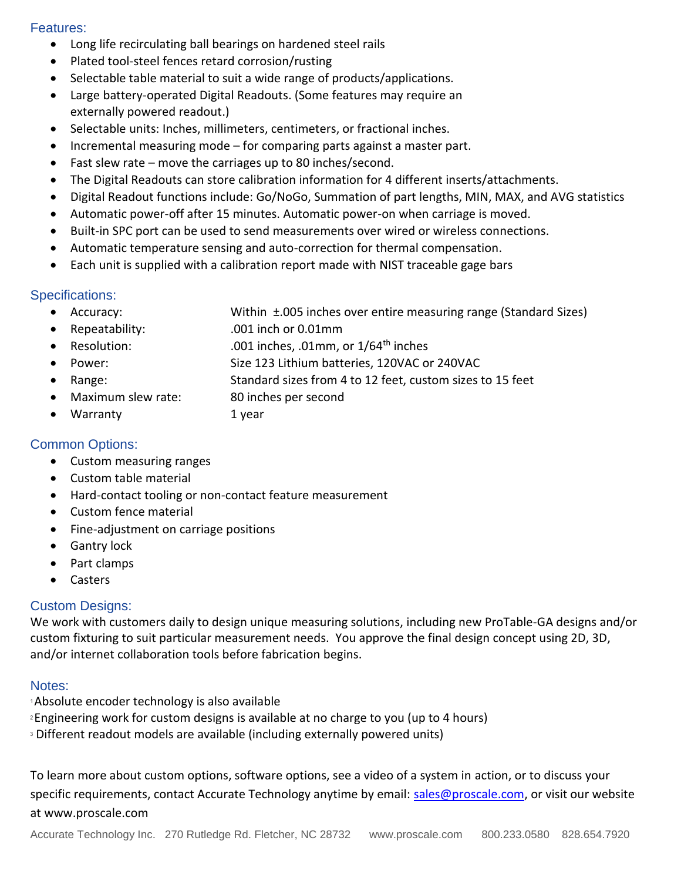## Features:

- Long life recirculating ball bearings on hardened steel rails
- Plated tool-steel fences retard corrosion/rusting
- Selectable table material to suit a wide range of products/applications.
- Large battery-operated Digital Readouts. (Some features may require an externally powered readout.)
- Selectable units: Inches, millimeters, centimeters, or fractional inches.
- Incremental measuring mode – for comparing parts against a master part.
- Fast slew rate – move the carriages up to 80 inches/second.
- The Digital Readouts can store calibration information for 4 different inserts/attachments.
- Digital Readout functions include: Go/NoGo, Summation of part lengths, MIN, MAX, and AVG statistics
- Automatic power-off after 15 minutes. Automatic power-on when carriage is moved.
- Built-in SPC port can be used to send measurements over wired or wireless connections.
- Automatic temperature sensing and auto-correction for thermal compensation.
- Each unit is supplied with a calibration report made with NIST traceable gage bars

## Specifications:

- Accuracy: Within ±.005 inches over entire measuring range (Standard Sizes)
- Repeatability: .001 inch or 0.01mm
- Resolution: .001 inches, .01mm, or 1/64th inches
- Power: Size 123 Lithium batteries, 120VAC or 240VAC
- Range: Standard sizes from 4 to 12 feet, custom sizes to 15 feet
- Maximum slew rate: 80 inches per second
- Warranty 1 year

## Common Options:

- Custom measuring ranges
- Custom table material
- Hard-contact tooling or non-contact feature measurement
- Custom fence material
- Fine-adjustment on carriage positions
- Gantry lock
- Part clamps
- Casters

## Custom Designs:

We work with customers daily to design unique measuring solutions, including new ProTable-GA designs and/or custom fixturing to suit particular measurement needs. You approve the final design concept using 2D, 3D, and/or internet collaboration tools before fabrication begins.

## Notes:

[1] Absolute encoder technology is also available

[2] Engineering work for custom designs is available at no charge to you (up to 4 hours)

[3] Different readout models are available (including externally powered units)

To learn more about custom options, software options, see a video of a system in action, or to discuss your specific requirements, contact Accurate Technology anytime by email: sales@proscale.com, or visit our website at www.proscale.com

Accurate Technology Inc. 270 Rutledge Rd. Fletcher, NC 28732 www.proscale.com 800.233.0580 828.654.7920